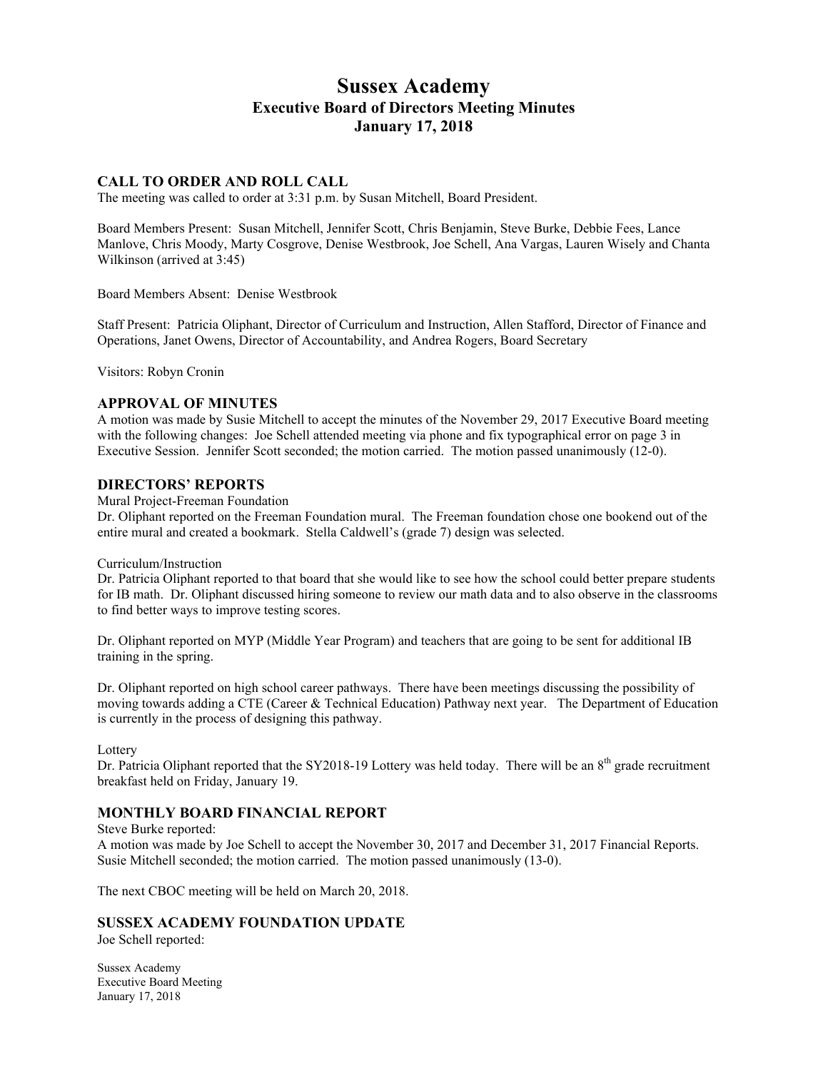# Sussex Academy
## Executive Board of Directors Meeting Minutes
## January 17, 2018

### CALL TO ORDER AND ROLL CALL

The meeting was called to order at 3:31 p.m. by Susan Mitchell, Board President.

Board Members Present: Susan Mitchell, Jennifer Scott, Chris Benjamin, Steve Burke, Debbie Fees, Lance Manlove, Chris Moody, Marty Cosgrove, Denise Westbrook, Joe Schell, Ana Vargas, Lauren Wisely and Chanta Wilkinson (arrived at 3:45)

Board Members Absent: Denise Westbrook

Staff Present: Patricia Oliphant, Director of Curriculum and Instruction, Allen Stafford, Director of Finance and Operations, Janet Owens, Director of Accountability, and Andrea Rogers, Board Secretary

Visitors: Robyn Cronin

### APPROVAL OF MINUTES

A motion was made by Susie Mitchell to accept the minutes of the November 29, 2017 Executive Board meeting with the following changes: Joe Schell attended meeting via phone and fix typographical error on page 3 in Executive Session. Jennifer Scott seconded; the motion carried. The motion passed unanimously (12-0).

### DIRECTORS' REPORTS

Mural Project-Freeman Foundation

Dr. Oliphant reported on the Freeman Foundation mural. The Freeman foundation chose one bookend out of the entire mural and created a bookmark. Stella Caldwell's (grade 7) design was selected.

Curriculum/Instruction

Dr. Patricia Oliphant reported to that board that she would like to see how the school could better prepare students for IB math. Dr. Oliphant discussed hiring someone to review our math data and to also observe in the classrooms to find better ways to improve testing scores.

Dr. Oliphant reported on MYP (Middle Year Program) and teachers that are going to be sent for additional IB training in the spring.

Dr. Oliphant reported on high school career pathways. There have been meetings discussing the possibility of moving towards adding a CTE (Career & Technical Education) Pathway next year. The Department of Education is currently in the process of designing this pathway.

Lottery

Dr. Patricia Oliphant reported that the SY2018-19 Lottery was held today. There will be an 8th grade recruitment breakfast held on Friday, January 19.

### MONTHLY BOARD FINANCIAL REPORT

Steve Burke reported:

A motion was made by Joe Schell to accept the November 30, 2017 and December 31, 2017 Financial Reports. Susie Mitchell seconded; the motion carried. The motion passed unanimously (13-0).

The next CBOC meeting will be held on March 20, 2018.

### SUSSEX ACADEMY FOUNDATION UPDATE

Joe Schell reported: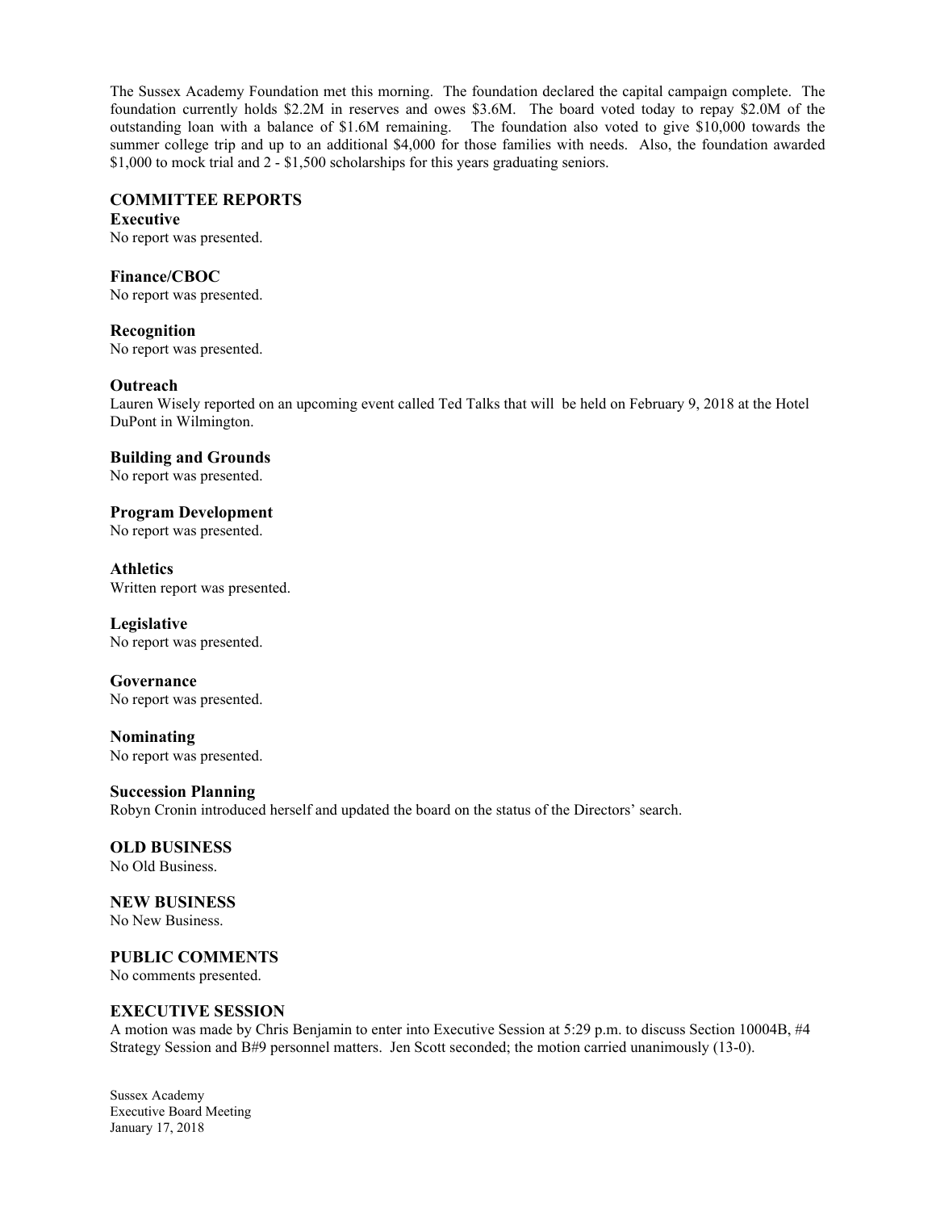The Sussex Academy Foundation met this morning. The foundation declared the capital campaign complete. The foundation currently holds $2.2M in reserves and owes $3.6M. The board voted today to repay $2.0M of the outstanding loan with a balance of $1.6M remaining. The foundation also voted to give $10,000 towards the summer college trip and up to an additional $4,000 for those families with needs. Also, the foundation awarded $1,000 to mock trial and 2 - $1,500 scholarships for this years graduating seniors.

## COMMITTEE REPORTS

### Executive
No report was presented.

### Finance/CBOC
No report was presented.

### Recognition
No report was presented.

### Outreach
Lauren Wisely reported on an upcoming event called Ted Talks that will be held on February 9, 2018 at the Hotel DuPont in Wilmington.

### Building and Grounds
No report was presented.

### Program Development
No report was presented.

### Athletics
Written report was presented.

### Legislative
No report was presented.

### Governance
No report was presented.

### Nominating
No report was presented.

### Succession Planning
Robyn Cronin introduced herself and updated the board on the status of the Directors' search.

## OLD BUSINESS
No Old Business.

## NEW BUSINESS
No New Business.

## PUBLIC COMMENTS
No comments presented.

## EXECUTIVE SESSION
A motion was made by Chris Benjamin to enter into Executive Session at 5:29 p.m. to discuss Section 10004B, #4 Strategy Session and B#9 personnel matters. Jen Scott seconded; the motion carried unanimously (13-0).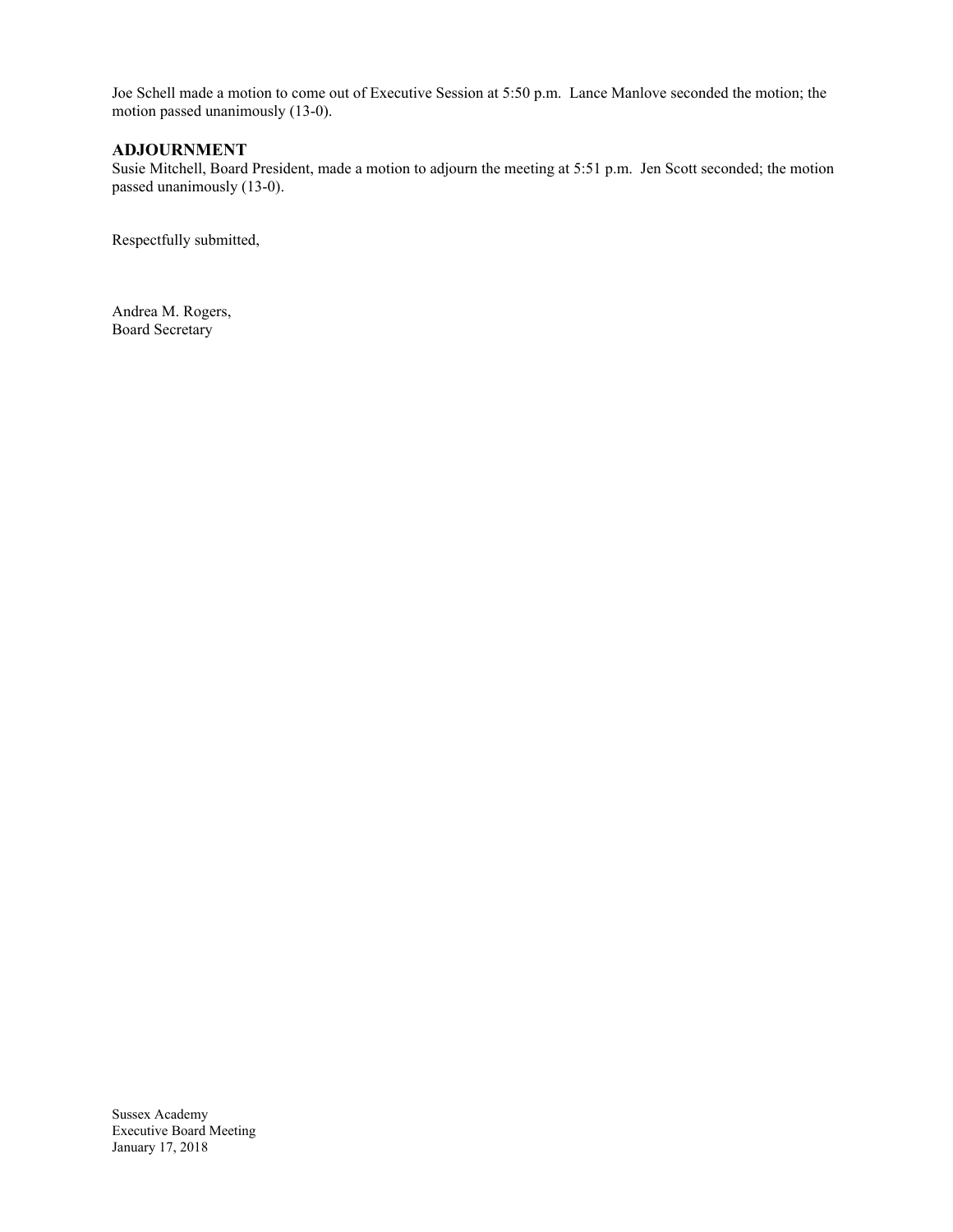Joe Schell made a motion to come out of Executive Session at 5:50 p.m.  Lance Manlove seconded the motion; the motion passed unanimously (13-0).

## ADJOURNMENT

Susie Mitchell, Board President, made a motion to adjourn the meeting at 5:51 p.m.  Jen Scott seconded; the motion passed unanimously (13-0).

Respectfully submitted,

Andrea M. Rogers,
Board Secretary